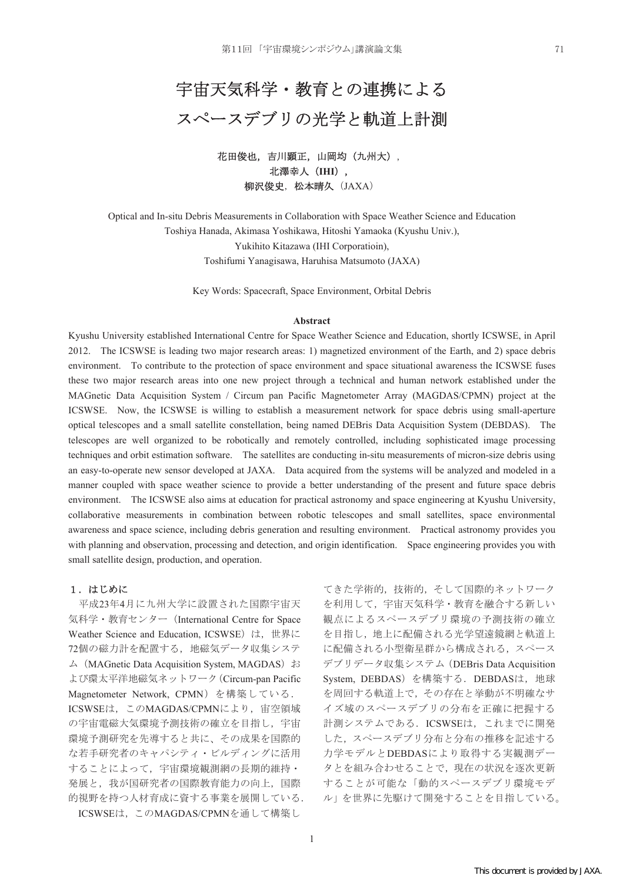# 宇宙天気科学・教育との連携による
# スペースデブリの光学と軌道上計測

**花田俊也，吉川顕正，山岡均（九州大），**
**北澤幸人（IHI），**
**柳沢俊史，松本晴久**（JAXA）

Optical and In-situ Debris Measurements in Collaboration with Space Weather Science and Education
Toshiya Hanada, Akimasa Yoshikawa, Hitoshi Yamaoka (Kyushu Univ.),
Yukihito Kitazawa (IHI Corporatioin),
Toshifumi Yanagisawa, Haruhisa Matsumoto (JAXA)

Key Words: Spacecraft, Space Environment, Orbital Debris

**Abstract**

Kyushu University established International Centre for Space Weather Science and Education, shortly ICSWSE, in April 2012. The ICSWSE is leading two major research areas: 1) magnetized environment of the Earth, and 2) space debris environment. To contribute to the protection of space environment and space situational awareness the ICSWSE fuses these two major research areas into one new project through a technical and human network established under the MAGnetic Data Acquisition System / Circum pan Pacific Magnetometer Array (MAGDAS/CPMN) project at the ICSWSE. Now, the ICSWSE is willing to establish a measurement network for space debris using small-aperture optical telescopes and a small satellite constellation, being named DEBris Data Acquisition System (DEBDAS). The telescopes are well organized to be robotically and remotely controlled, including sophisticated image processing techniques and orbit estimation software. The satellites are conducting in-situ measurements of micron-size debris using an easy-to-operate new sensor developed at JAXA. Data acquired from the systems will be analyzed and modeled in a manner coupled with space weather science to provide a better understanding of the present and future space debris environment. The ICSWSE also aims at education for practical astronomy and space engineering at Kyushu University, collaborative measurements in combination between robotic telescopes and small satellites, space environmental awareness and space science, including debris generation and resulting environment. Practical astronomy provides you with planning and observation, processing and detection, and origin identification. Space engineering provides you with small satellite design, production, and operation.

## 1．はじめに

平成23年4月に九州大学に設置された国際宇宙天気科学・教育センター（International Centre for Space Weather Science and Education, ICSWSE）は，世界に72個の磁力計を配置する，地磁気データ収集システム（MAGnetic Data Acquisition System, MAGDAS）および環太平洋地磁気ネットワーク（Circum-pan Pacific Magnetometer Network, CPMN）を構築している．ICSWSEは，このMAGDAS/CPMNにより，宙空領域の宇宙電磁大気環境予測技術の確立を目指し，宇宙環境予測研究を先導すると共に、その成果を国際的な若手研究者のキャパシティ・ビルディングに活用することによって，宇宙環境観測網の長期的維持・発展と，我が国研究者の国際教育能力の向上，国際的視野を持つ人材育成に資する事業を展開している．

ICSWSEは，このMAGDAS/CPMNを通して構築してきた学術的，技術的，そして国際的ネットワークを利用して，宇宙天気科学・教育を融合する新しい観点によるスペースデブリ環境の予測技術の確立を目指し，地上に配備される光学望遠鏡網と軌道上に配備される小型衛星群から構成される，スペースデブリデータ収集システム（DEBris Data Acquisition System, DEBDAS）を構築する．DEBDASは，地球を周回する軌道上で，その存在と挙動が不明確なサイズ域のスペースデブリの分布を正確に把握する計測システムである．ICSWSEは，これまでに開発した，スペースデブリ分布と分布の推移を記述する力学モデルとDEBDASにより取得する実観測データとを組み合わせることで，現在の状況を逐次更新することが可能な「動的スペースデブリ環境モデル」を世界に先駆けて開発することを目指している。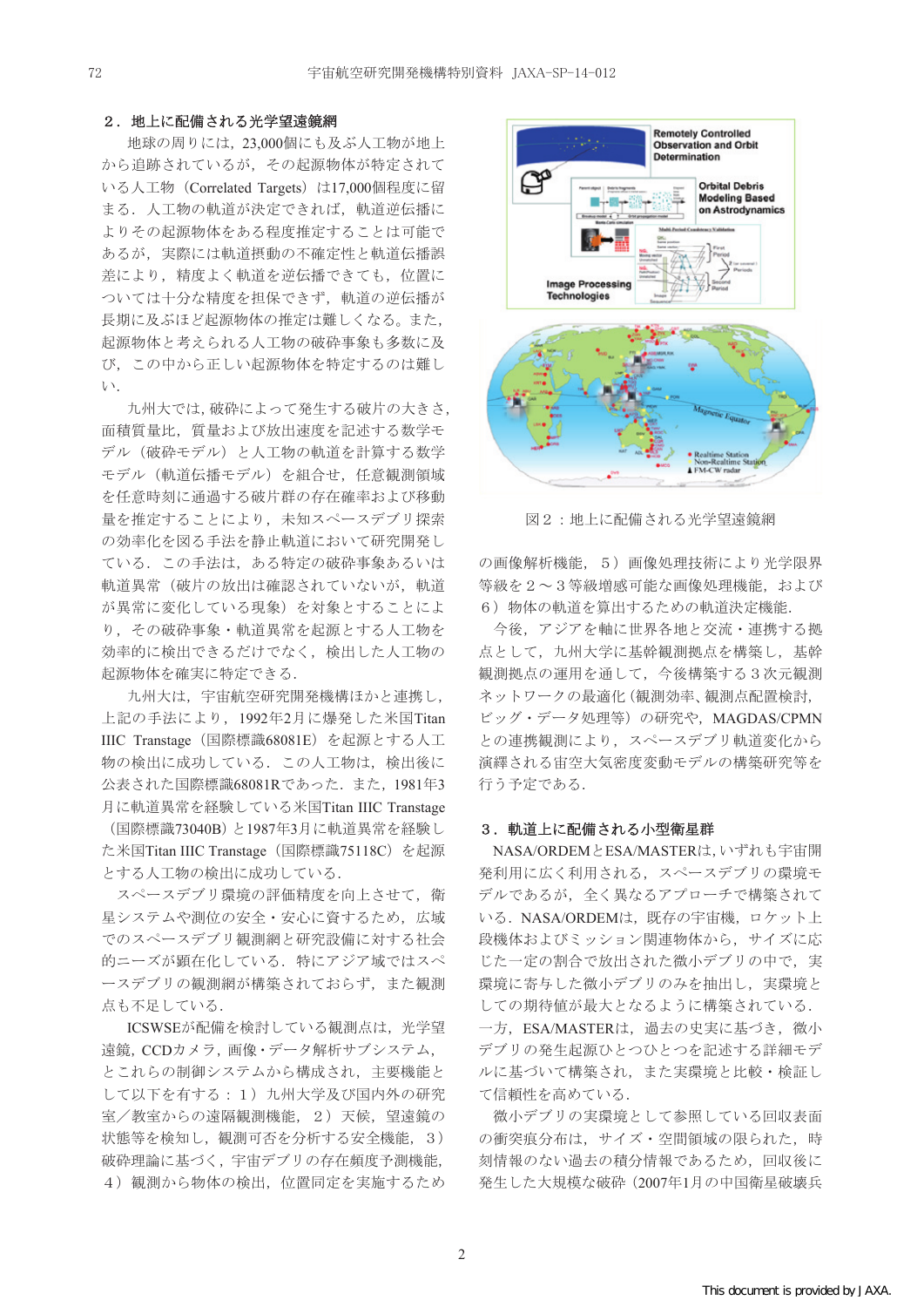## ２．地上に配備される光学望遠鏡網

地球の周りには，23,000個にも及ぶ人工物が地上から追跡されているが，その起源物体が特定されている人工物（Correlated Targets）は17,000個程度に留まる．人工物の軌道が決定できれば，軌道逆伝播によりその起源物体をある程度推定することは可能であるが，実際には軌道摂動の不確定性と軌道伝播誤差により，精度よく軌道を逆伝播できても，位置については十分な精度を担保できず，軌道の逆伝播が長期に及ぶほど起源物体の推定は難しくなる。また，起源物体と考えられる人工物の破砕事象も多数に及び，この中から正しい起源物体を特定するのは難しい．

九州大では，破砕によって発生する破片の大きさ，面積質量比，質量および放出速度を記述する数学モデル（破砕モデル）と人工物の軌道を計算する数学モデル（軌道伝播モデル）を組合せ，任意観測領域を任意時刻に通過する破片群の存在確率および移動量を推定することにより，未知スペースデブリ探索の効率化を図る手法を静止軌道において研究開発している．この手法は，ある特定の破砕事象あるいは軌道異常（破片の放出は確認されていないが，軌道が異常に変化している現象）を対象とすることにより，その破砕事象・軌道異常を起源とする人工物を効率的に検出できるだけでなく，検出した人工物の起源物体を確実に特定できる．

九州大は，宇宙航空研究開発機構ほかと連携し，上記の手法により，1992年2月に爆発した米国Titan IIIC Transtage（国際標識68081E）を起源とする人工物の検出に成功している．この人工物は，検出後に公表された国際標識68081Rであった．また，1981年3月に軌道異常を経験している米国Titan IIIC Transtage（国際標識73040B）と1987年3月に軌道異常を経験した米国Titan IIIC Transtage（国際標識75118C）を起源とする人工物の検出に成功している．

スペースデブリ環境の評価精度を向上させて，衛星システムや測位の安全・安心に資するため，広域でのスペースデブリ観測網と研究設備に対する社会的ニーズが顕在化している．特にアジア域ではスペースデブリの観測網が構築されておらず，また観測点も不足している．

ICSWSEが配備を検討している観測点は，光学望遠鏡，CCDカメラ，画像・データ解析サブシステム，とこれらの制御システムから構成され，主要機能として以下を有する：１）九州大学及び国内外の研究室／教室からの遠隔観測機能，２）天候，望遠鏡の状態等を検知し，観測可否を分析する安全機能，３）破砕理論に基づく，宇宙デブリの存在頻度予測機能，４）観測から物体の検出，位置同定を実施するための画像解析機能，５）画像処理技術により光学限界等級を２～３等級増感可能な画像処理機能，および６）物体の軌道を算出するための軌道決定機能．

図２：地上に配備される光学望遠鏡網

今後，アジアを軸に世界各地と交流・連携する拠点として，九州大学に基幹観測拠点を構築し，基幹観測拠点の運用を通して，今後構築する３次元観測ネットワークの最適化（観測効率、観測点配置検討，ビッグ・データ処理等）の研究や，MAGDAS/CPMNとの連携観測により，スペースデブリ軌道変化から演繹される宙空大気密度変動モデルの構築研究等を行う予定である．

## ３．軌道上に配備される小型衛星群

NASA/ORDEMとESA/MASTERは，いずれも宇宙開発利用に広く利用される，スペースデブリの環境モデルであるが，全く異なるアプローチで構築されている．NASA/ORDEMは，既存の宇宙機，ロケット上段機体およびミッション関連物体から，サイズに応じた一定の割合で放出された微小デブリの中で，実環境に寄与した微小デブリのみを抽出し，実環境としての期待値が最大となるように構築されている．一方，ESA/MASTERは，過去の史実に基づき，微小デブリの発生起源ひとつひとつを記述する詳細モデルに基づいて構築され，また実環境と比較・検証して信頼性を高めている．

微小デブリの実環境として参照している回収表面の衝突痕分布は，サイズ・空間領域の限られた，時刻情報のない過去の積分情報であるため，回収後に発生した大規模な破砕（2007年1月の中国衛星破壊兵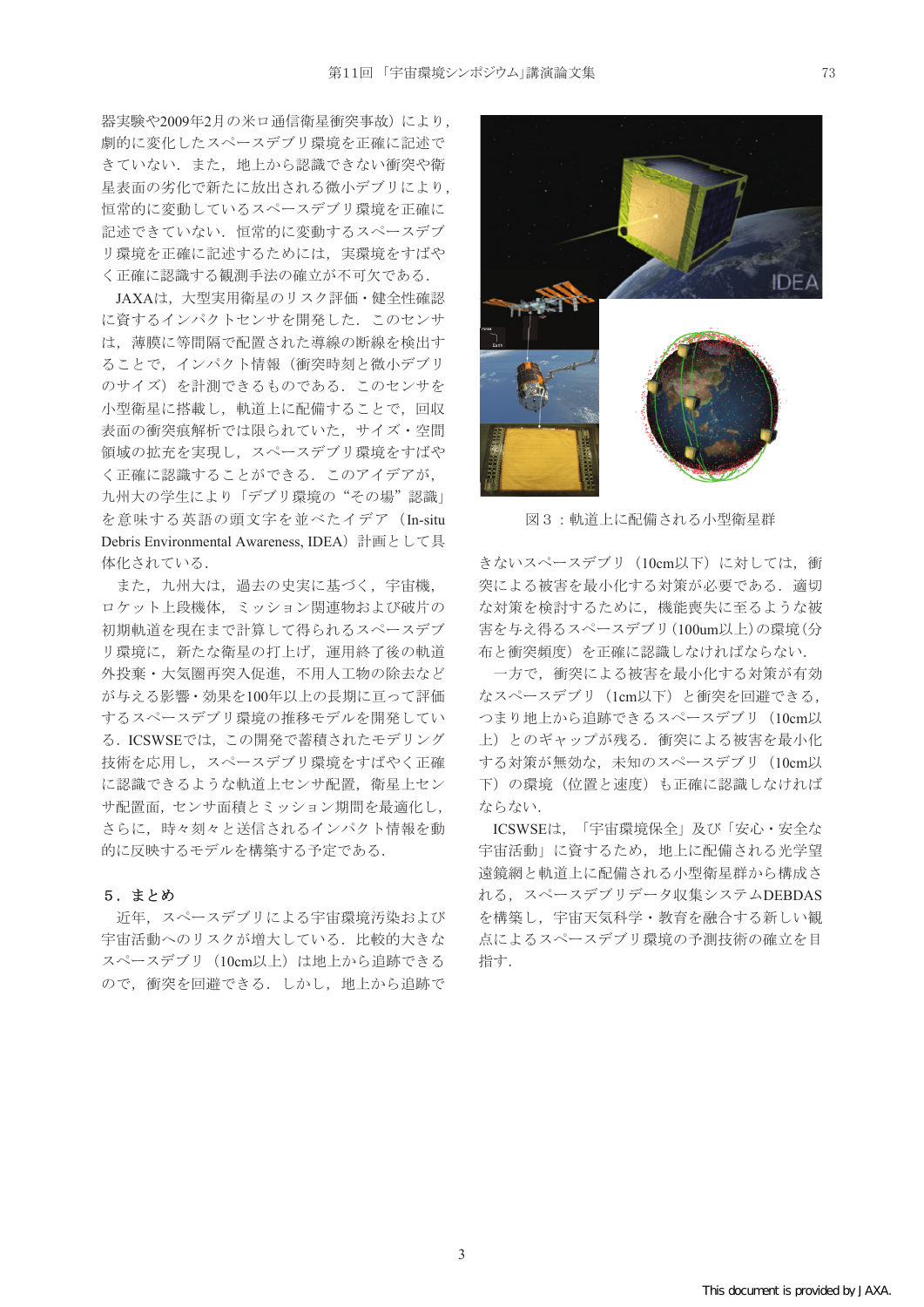器実験や2009年2月の米ロ通信衛星衝突事故）により，劇的に変化したスペースデブリ環境を正確に記述できていない．また，地上から認識できない衝突や衛星表面の劣化で新たに放出される微小デブリにより，恒常的に変動しているスペースデブリ環境を正確に記述できていない．恒常的に変動するスペースデブリ環境を正確に記述するためには，実環境をすばやく正確に認識する観測手法の確立が不可欠である．

JAXAは，大型実用衛星のリスク評価・健全性確認に資するインパクトセンサを開発した．このセンサは，薄膜に等間隔で配置された導線の断線を検出することで，インパクト情報（衝突時刻と微小デブリのサイズ）を計測できるものである．このセンサを小型衛星に搭載し，軌道上に配備することで，回収表面の衝突痕解析では限られていた，サイズ・空間領域の拡充を実現し，スペースデブリ環境をすばやく正確に認識することができる．このアイデアが，九州大の学生により「デブリ環境の“その場”認識」を意味する英語の頭文字を並べたイデア（In-situ Debris Environmental Awareness, IDEA）計画として具体化されている．

また，九州大は，過去の史実に基づく，宇宙機，ロケット上段機体，ミッション関連物および破片の初期軌道を現在まで計算して得られるスペースデブリ環境に，新たな衛星の打上げ，運用終了後の軌道外投棄・大気圏再突入促進，不用人工物の除去などが与える影響・効果を100年以上の長期に亘って評価するスペースデブリ環境の推移モデルを開発している．ICSWSEでは，この開発で蓄積されたモデリング技術を応用し，スペースデブリ環境をすばやく正確に認識できるような軌道上センサ配置，衛星上センサ配置面，センサ面積とミッション期間を最適化し，さらに，時々刻々と送信されるインパクト情報を動的に反映するモデルを構築する予定である．

## 5．まとめ

近年，スペースデブリによる宇宙環境汚染および宇宙活動へのリスクが増大している．比較的大きなスペースデブリ（10cm以上）は地上から追跡できるので，衝突を回避できる．しかし，地上から追跡できないスペースデブリ（10cm以下）に対しては，衝突による被害を最小化する対策が必要である．適切な対策を検討するために，機能喪失に至るような被害を与え得るスペースデブリ（100um以上）の環境（分布と衝突頻度）を正確に認識しなければならない．

一方で，衝突による被害を最小化する対策が有効なスペースデブリ（1cm以下）と衝突を回避できる，つまり地上から追跡できるスペースデブリ（10cm以上）とのギャップが残る．衝突による被害を最小化する対策が無効な，未知のスペースデブリ（10cm以下）の環境（位置と速度）も正確に認識しなければならない．

ICSWSEは，「宇宙環境保全」及び「安心・安全な宇宙活動」に資するため，地上に配備される光学望遠鏡網と軌道上に配備される小型衛星群から構成される，スペースデブリデータ収集システムDEBDASを構築し，宇宙天気科学・教育を融合する新しい観点によるスペースデブリ環境の予測技術の確立を目指す．

IDEA

図３：軌道上に配備される小型衛星群